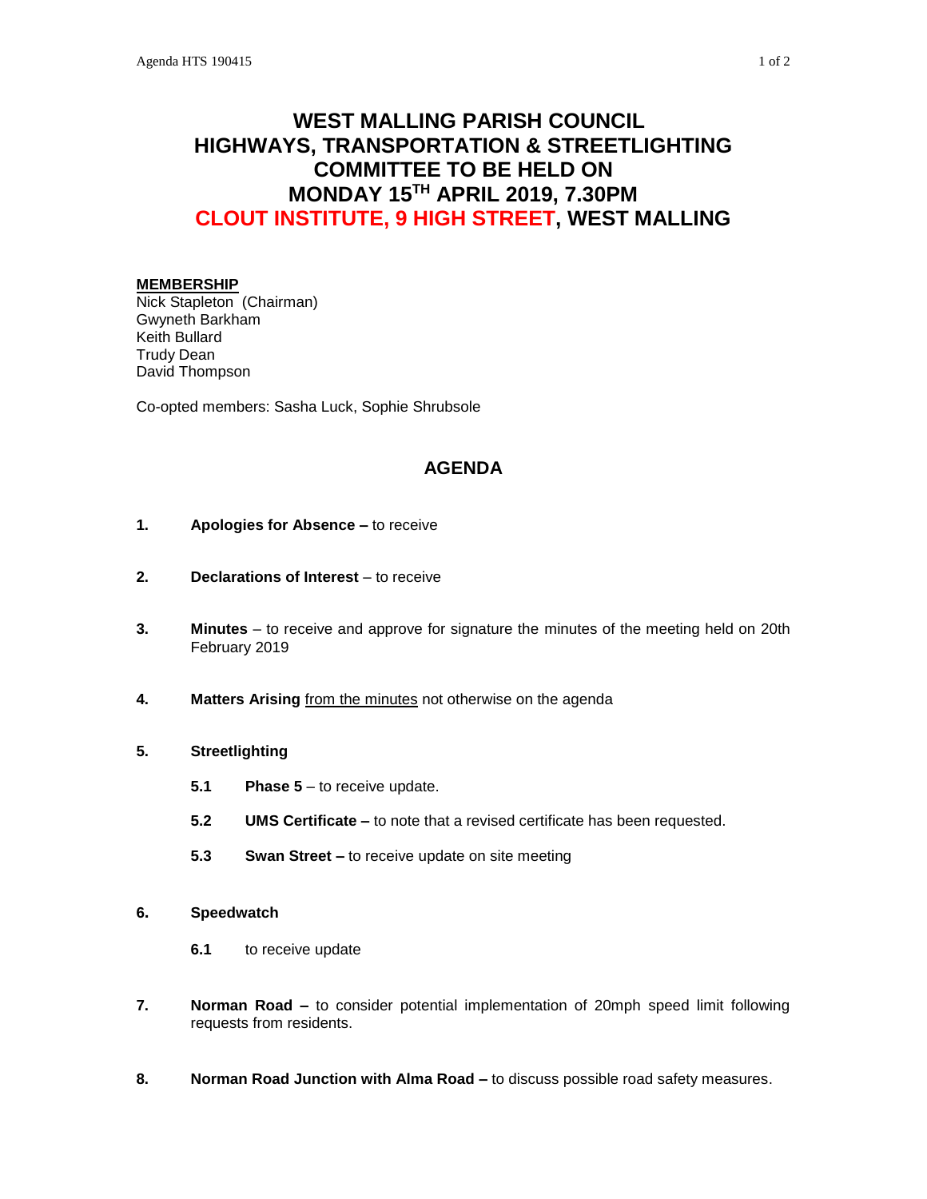# WEST MALLING PARISH COUNCIL
# HIGHWAYS, TRANSPORTATION & STREETLIGHTING COMMITTEE TO BE HELD ON MONDAY 15TH APRIL 2019, 7.30PM
# CLOUT INSTITUTE, 9 HIGH STREET, WEST MALLING

**MEMBERSHIP**

Nick Stapleton (Chairman)
Gwyneth Barkham
Keith Bullard
Trudy Dean
David Thompson

Co-opted members: Sasha Luck, Sophie Shrubsole

## AGENDA

**1.** **Apologies for Absence –** to receive

**2.** **Declarations of Interest** – to receive

**3.** **Minutes** – to receive and approve for signature the minutes of the meeting held on 20th February 2019

**4.** **Matters Arising** <u>from the minutes</u> not otherwise on the agenda

**5.** **Streetlighting**

- **5.1** **Phase 5** – to receive update.
- **5.2** **UMS Certificate –** to note that a revised certificate has been requested.
- **5.3** **Swan Street –** to receive update on site meeting

**6.** **Speedwatch**

- **6.1** to receive update

**7.** **Norman Road –** to consider potential implementation of 20mph speed limit following requests from residents.

**8.** **Norman Road Junction with Alma Road –** to discuss possible road safety measures.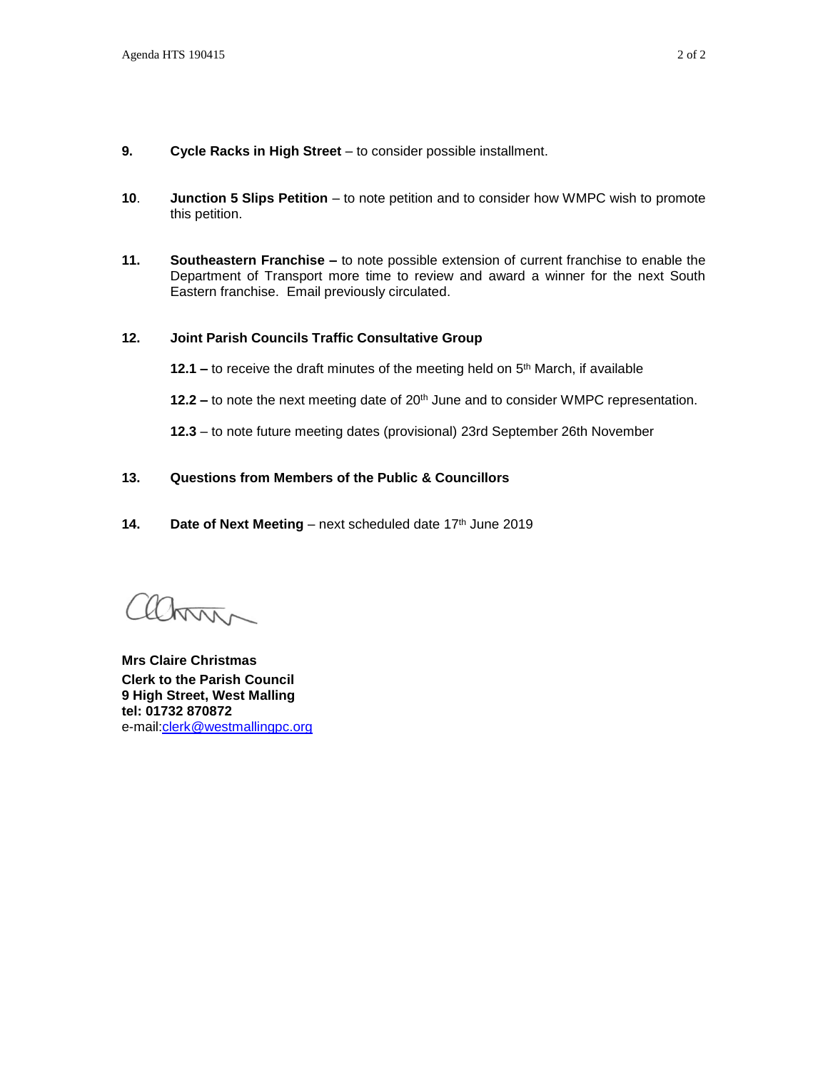**9.** **Cycle Racks in High Street** – to consider possible installment.

**10**. **Junction 5 Slips Petition** – to note petition and to consider how WMPC wish to promote this petition.

**11.** **Southeastern Franchise –** to note possible extension of current franchise to enable the Department of Transport more time to review and award a winner for the next South Eastern franchise. Email previously circulated.

**12.** **Joint Parish Councils Traffic Consultative Group**

**12.1 –** to receive the draft minutes of the meeting held on 5th March, if available

**12.2 –** to note the next meeting date of 20th June and to consider WMPC representation.

**12.3** – to note future meeting dates (provisional) 23rd September 26th November

**13.** **Questions from Members of the Public & Councillors**

**14.** **Date of Next Meeting** – next scheduled date 17th June 2019

**Mrs Claire Christmas**
**Clerk to the Parish Council**
**9 High Street, West Malling**
**tel: 01732 870872**
e-mail:clerk@westmallingpc.org